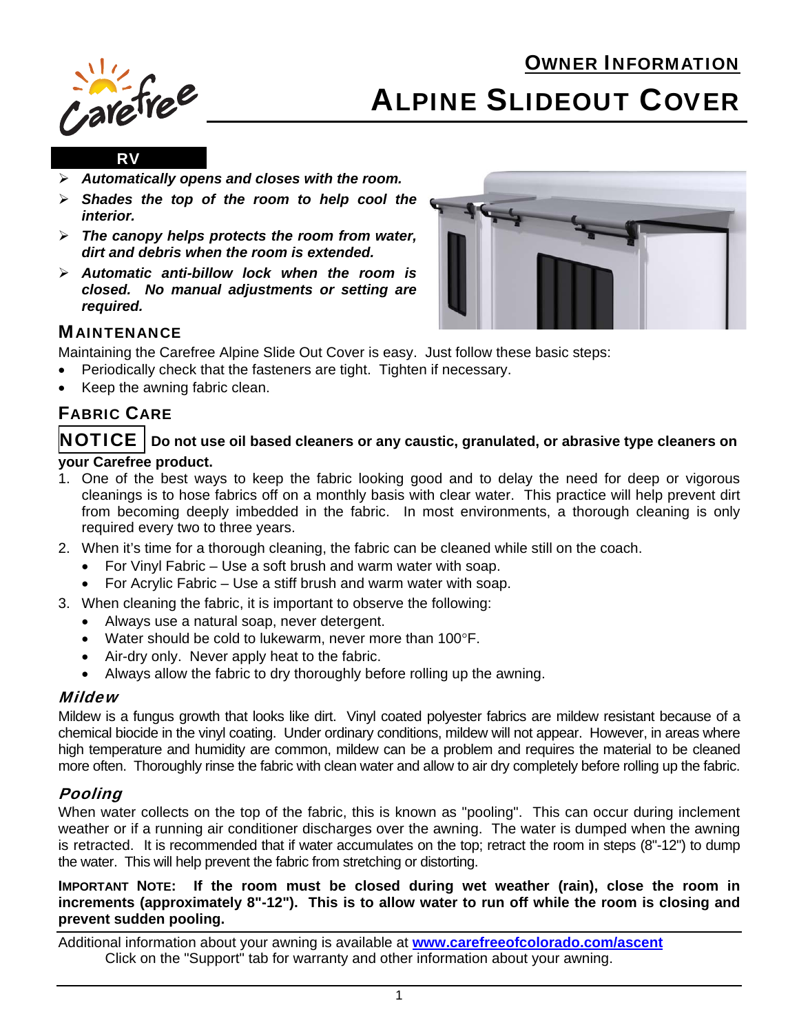# OWNER INFORMATION

# ALPINE SLIDEOUT COVER

**RV**

- ***Automatically opens and closes with the room.***
- ***Shades the top of the room to help cool the interior.***
- ***The canopy helps protects the room from water, dirt and debris when the room is extended.***
- ***Automatic anti-billow lock when the room is closed. No manual adjustments or setting are required.***

## MAINTENANCE

Maintaining the Carefree Alpine Slide Out Cover is easy. Just follow these basic steps:

- Periodically check that the fasteners are tight. Tighten if necessary.
- Keep the awning fabric clean.

## FABRIC CARE

**NOTICE** **Do not use oil based cleaners or any caustic, granulated, or abrasive type cleaners on your Carefree product.**

1. One of the best ways to keep the fabric looking good and to delay the need for deep or vigorous cleanings is to hose fabrics off on a monthly basis with clear water. This practice will help prevent dirt from becoming deeply imbedded in the fabric. In most environments, a thorough cleaning is only required every two to three years.
2. When it's time for a thorough cleaning, the fabric can be cleaned while still on the coach.
   - For Vinyl Fabric – Use a soft brush and warm water with soap.
   - For Acrylic Fabric – Use a stiff brush and warm water with soap.
3. When cleaning the fabric, it is important to observe the following:
   - Always use a natural soap, never detergent.
   - Water should be cold to lukewarm, never more than 100°F.
   - Air-dry only. Never apply heat to the fabric.
   - Always allow the fabric to dry thoroughly before rolling up the awning.

### *Mildew*

Mildew is a fungus growth that looks like dirt. Vinyl coated polyester fabrics are mildew resistant because of a chemical biocide in the vinyl coating. Under ordinary conditions, mildew will not appear. However, in areas where high temperature and humidity are common, mildew can be a problem and requires the material to be cleaned more often. Thoroughly rinse the fabric with clean water and allow to air dry completely before rolling up the fabric.

### *Pooling*

When water collects on the top of the fabric, this is known as "pooling". This can occur during inclement weather or if a running air conditioner discharges over the awning. The water is dumped when the awning is retracted. It is recommended that if water accumulates on the top; retract the room in steps (8"-12") to dump the water. This will help prevent the fabric from stretching or distorting.

**IMPORTANT NOTE: If the room must be closed during wet weather (rain), close the room in increments (approximately 8"-12"). This is to allow water to run off while the room is closing and prevent sudden pooling.**

Additional information about your awning is available at **www.carefreeofcolorado.com/ascent**
Click on the "Support" tab for warranty and other information about your awning.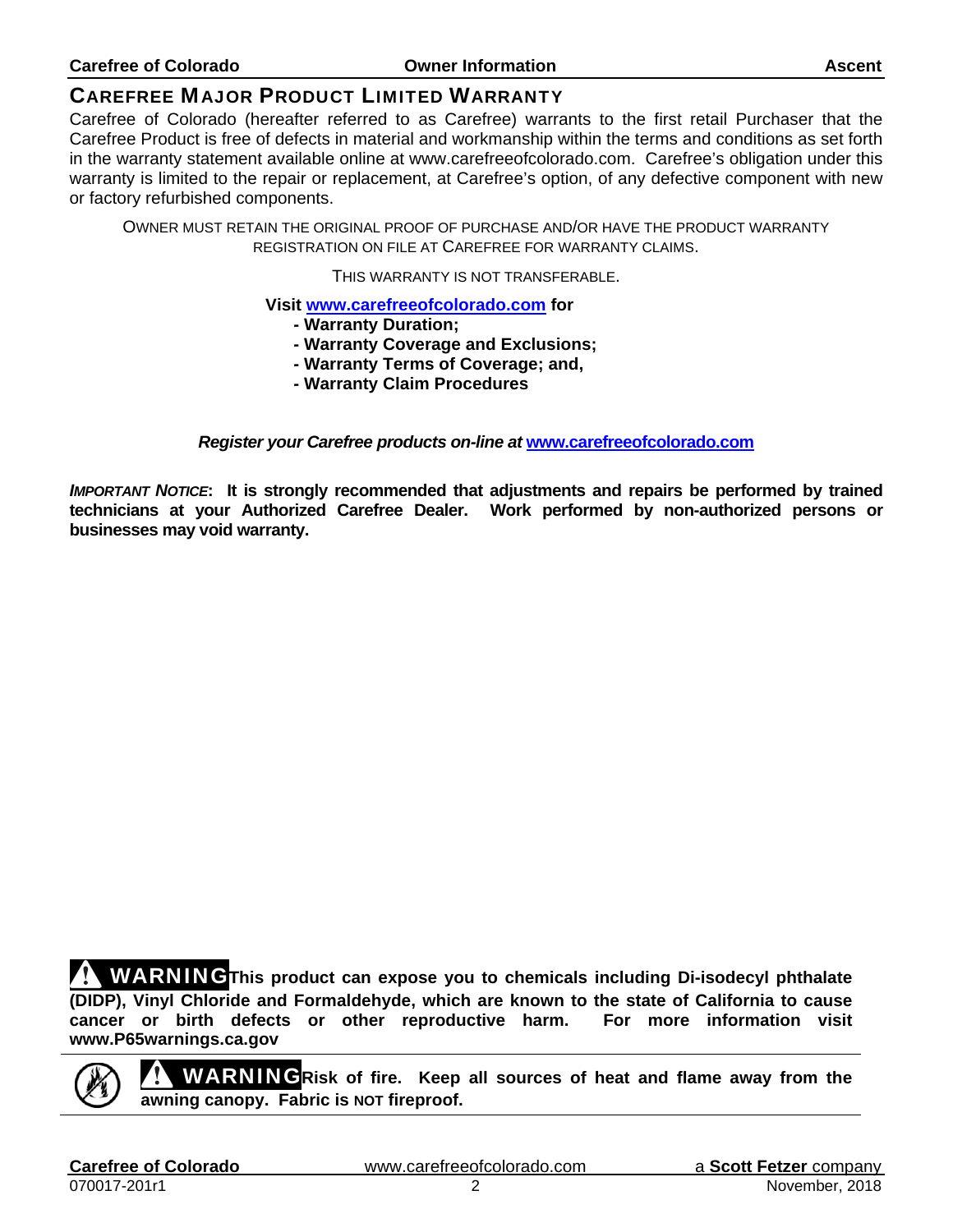## CAREFREE MAJOR PRODUCT LIMITED WARRANTY

Carefree of Colorado (hereafter referred to as Carefree) warrants to the first retail Purchaser that the Carefree Product is free of defects in material and workmanship within the terms and conditions as set forth in the warranty statement available online at www.carefreeofcolorado.com. Carefree's obligation under this warranty is limited to the repair or replacement, at Carefree's option, of any defective component with new or factory refurbished components.

OWNER MUST RETAIN THE ORIGINAL PROOF OF PURCHASE AND/OR HAVE THE PRODUCT WARRANTY REGISTRATION ON FILE AT CAREFREE FOR WARRANTY CLAIMS.

THIS WARRANTY IS NOT TRANSFERABLE.

**Visit www.carefreeofcolorado.com for**

- **Warranty Duration;**
- **Warranty Coverage and Exclusions;**
- **Warranty Terms of Coverage; and,**
- **Warranty Claim Procedures**

***Register your Carefree products on-line at www.carefreeofcolorado.com***

***IMPORTANT NOTICE*: It is strongly recommended that adjustments and repairs be performed by trained technicians at your Authorized Carefree Dealer. Work performed by non-authorized persons or businesses may void warranty.**

**⚠ WARNING This product can expose you to chemicals including Di-isodecyl phthalate (DIDP), Vinyl Chloride and Formaldehyde, which are known to the state of California to cause cancer or birth defects or other reproductive harm. For more information visit www.P65warnings.ca.gov**

**⚠ WARNING Risk of fire. Keep all sources of heat and flame away from the awning canopy. Fabric is NOT fireproof.**